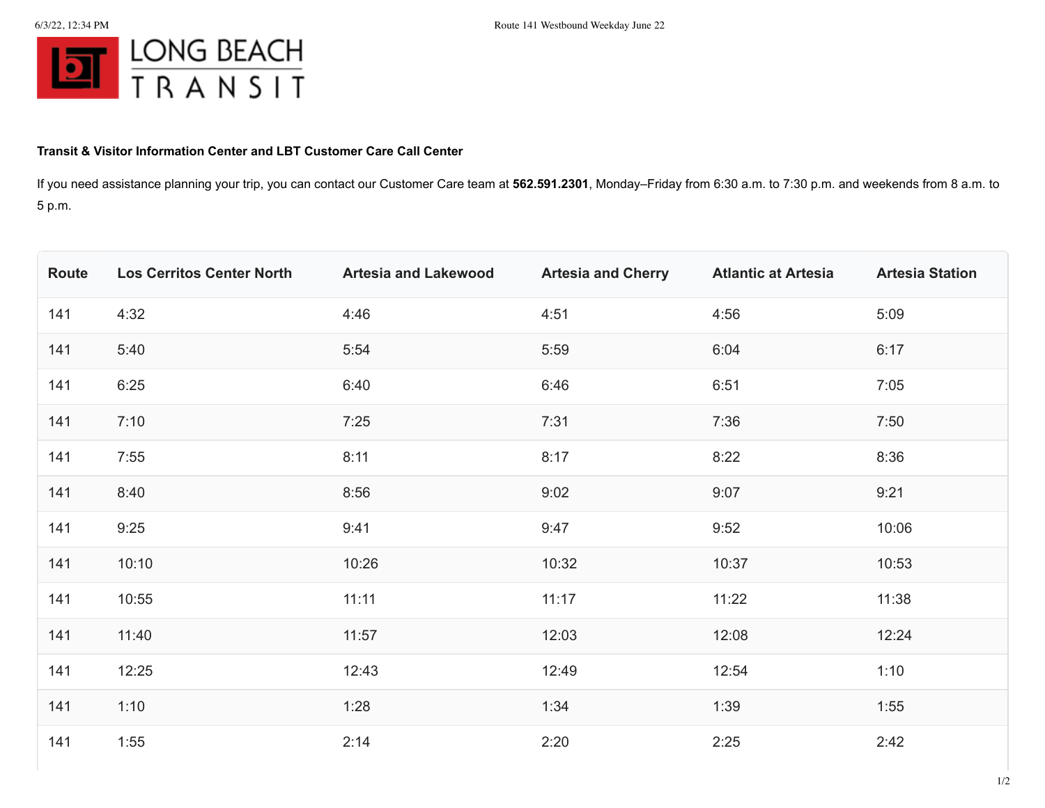**Transit & Visitor Information Center and LBT Customer Care Call Center**

If you need assistance planning your trip, you can contact our Customer Care team at **562.591.2301**, Monday–Friday from 6:30 a.m. to 7:30 p.m. and weekends from 8 a.m. to 5 p.m.

| Route | Los Cerritos Center North | Artesia and Lakewood | Artesia and Cherry | Atlantic at Artesia | Artesia Station |
|---|---|---|---|---|---|
| 141 | 4:32 | 4:46 | 4:51 | 4:56 | 5:09 |
| 141 | 5:40 | 5:54 | 5:59 | 6:04 | 6:17 |
| 141 | 6:25 | 6:40 | 6:46 | 6:51 | 7:05 |
| 141 | 7:10 | 7:25 | 7:31 | 7:36 | 7:50 |
| 141 | 7:55 | 8:11 | 8:17 | 8:22 | 8:36 |
| 141 | 8:40 | 8:56 | 9:02 | 9:07 | 9:21 |
| 141 | 9:25 | 9:41 | 9:47 | 9:52 | 10:06 |
| 141 | 10:10 | 10:26 | 10:32 | 10:37 | 10:53 |
| 141 | 10:55 | 11:11 | 11:17 | 11:22 | 11:38 |
| 141 | 11:40 | 11:57 | 12:03 | 12:08 | 12:24 |
| 141 | 12:25 | 12:43 | 12:49 | 12:54 | 1:10 |
| 141 | 1:10 | 1:28 | 1:34 | 1:39 | 1:55 |
| 141 | 1:55 | 2:14 | 2:20 | 2:25 | 2:42 |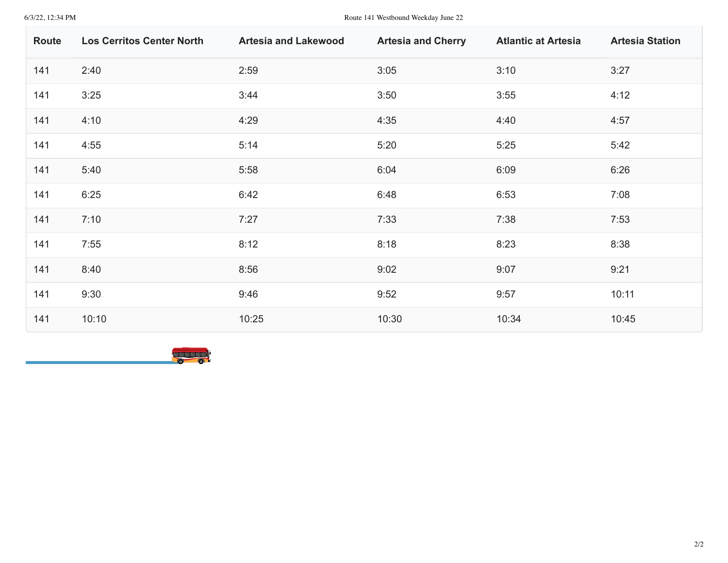| Route | Los Cerritos Center North | Artesia and Lakewood | Artesia and Cherry | Atlantic at Artesia | Artesia Station |
|---|---|---|---|---|---|
| 141 | 2:40 | 2:59 | 3:05 | 3:10 | 3:27 |
| 141 | 3:25 | 3:44 | 3:50 | 3:55 | 4:12 |
| 141 | 4:10 | 4:29 | 4:35 | 4:40 | 4:57 |
| 141 | 4:55 | 5:14 | 5:20 | 5:25 | 5:42 |
| 141 | 5:40 | 5:58 | 6:04 | 6:09 | 6:26 |
| 141 | 6:25 | 6:42 | 6:48 | 6:53 | 7:08 |
| 141 | 7:10 | 7:27 | 7:33 | 7:38 | 7:53 |
| 141 | 7:55 | 8:12 | 8:18 | 8:23 | 8:38 |
| 141 | 8:40 | 8:56 | 9:02 | 9:07 | 9:21 |
| 141 | 9:30 | 9:46 | 9:52 | 9:57 | 10:11 |
| 141 | 10:10 | 10:25 | 10:30 | 10:34 | 10:45 |